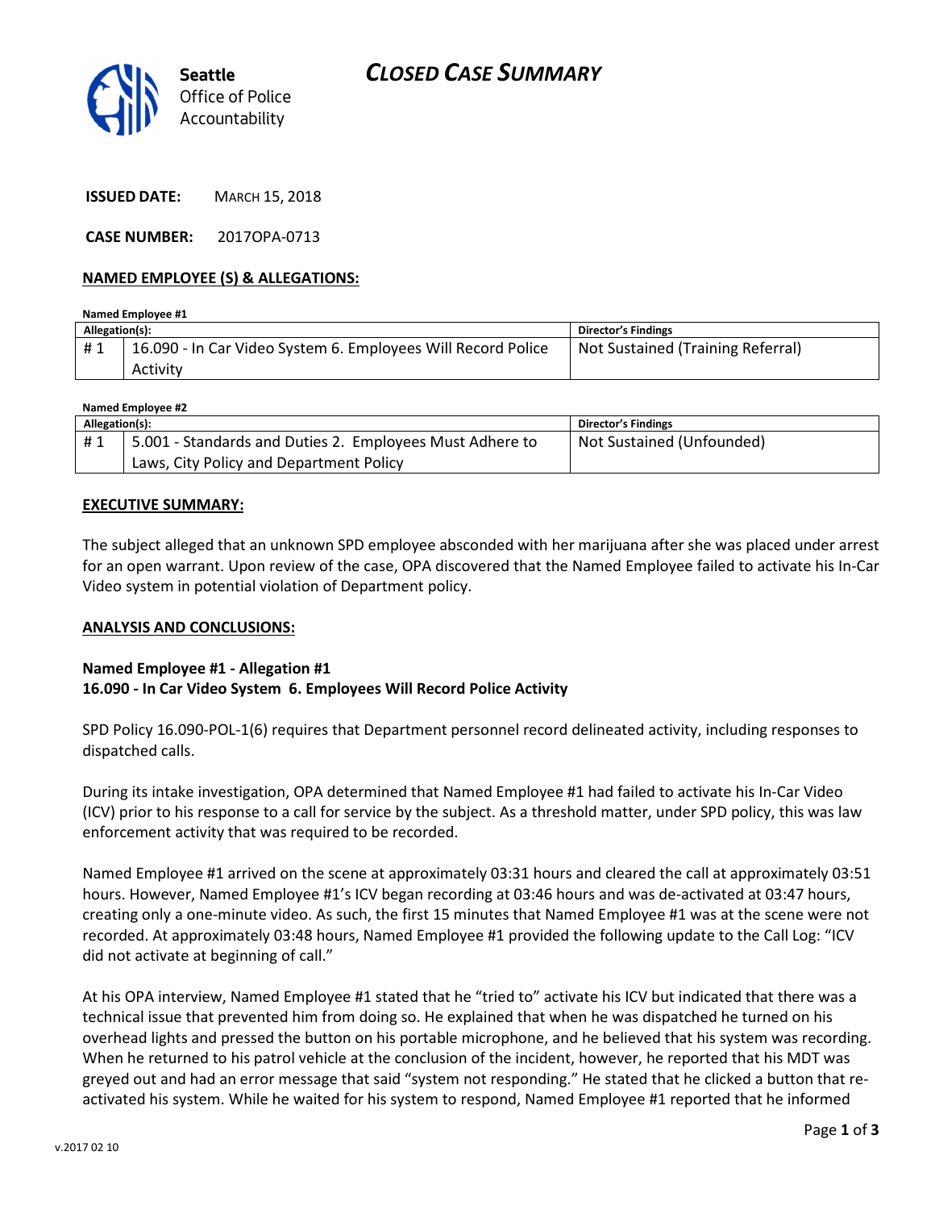Seattle Office of Police Accountability

# CLOSED CASE SUMMARY

**ISSUED DATE:** MARCH 15, 2018

**CASE NUMBER:** 2017OPA-0713

## NAMED EMPLOYEE (S) & ALLEGATIONS:

**Named Employee #1**

| Allegation(s): | | Director's Findings |
|---|---|---|
| # 1 | 16.090 - In Car Video System 6. Employees Will Record Police Activity | Not Sustained (Training Referral) |

**Named Employee #2**

| Allegation(s): | | Director's Findings |
|---|---|---|
| # 1 | 5.001 - Standards and Duties 2. Employees Must Adhere to Laws, City Policy and Department Policy | Not Sustained (Unfounded) |

## EXECUTIVE SUMMARY:

The subject alleged that an unknown SPD employee absconded with her marijuana after she was placed under arrest for an open warrant. Upon review of the case, OPA discovered that the Named Employee failed to activate his In-Car Video system in potential violation of Department policy.

## ANALYSIS AND CONCLUSIONS:

**Named Employee #1 - Allegation #1**
**16.090 - In Car Video System 6. Employees Will Record Police Activity**

SPD Policy 16.090-POL-1(6) requires that Department personnel record delineated activity, including responses to dispatched calls.

During its intake investigation, OPA determined that Named Employee #1 had failed to activate his In-Car Video (ICV) prior to his response to a call for service by the subject. As a threshold matter, under SPD policy, this was law enforcement activity that was required to be recorded.

Named Employee #1 arrived on the scene at approximately 03:31 hours and cleared the call at approximately 03:51 hours. However, Named Employee #1's ICV began recording at 03:46 hours and was de-activated at 03:47 hours, creating only a one-minute video. As such, the first 15 minutes that Named Employee #1 was at the scene were not recorded. At approximately 03:48 hours, Named Employee #1 provided the following update to the Call Log: "ICV did not activate at beginning of call."

At his OPA interview, Named Employee #1 stated that he "tried to" activate his ICV but indicated that there was a technical issue that prevented him from doing so. He explained that when he was dispatched he turned on his overhead lights and pressed the button on his portable microphone, and he believed that his system was recording. When he returned to his patrol vehicle at the conclusion of the incident, however, he reported that his MDT was greyed out and had an error message that said "system not responding." He stated that he clicked a button that re-activated his system. While he waited for his system to respond, Named Employee #1 reported that he informed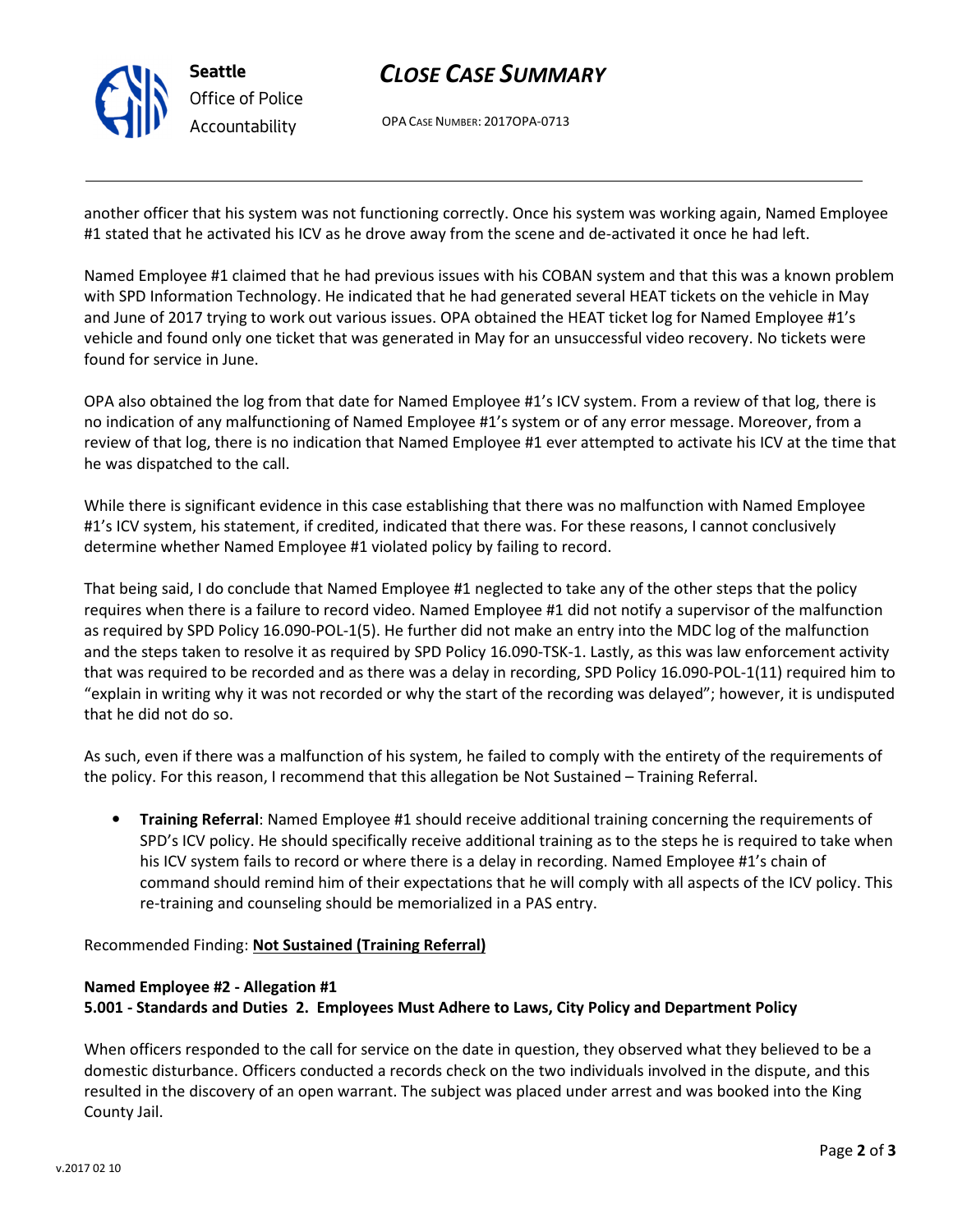another officer that his system was not functioning correctly. Once his system was working again, Named Employee #1 stated that he activated his ICV as he drove away from the scene and de-activated it once he had left.

Named Employee #1 claimed that he had previous issues with his COBAN system and that this was a known problem with SPD Information Technology. He indicated that he had generated several HEAT tickets on the vehicle in May and June of 2017 trying to work out various issues. OPA obtained the HEAT ticket log for Named Employee #1's vehicle and found only one ticket that was generated in May for an unsuccessful video recovery. No tickets were found for service in June.

OPA also obtained the log from that date for Named Employee #1's ICV system. From a review of that log, there is no indication of any malfunctioning of Named Employee #1's system or of any error message. Moreover, from a review of that log, there is no indication that Named Employee #1 ever attempted to activate his ICV at the time that he was dispatched to the call.

While there is significant evidence in this case establishing that there was no malfunction with Named Employee #1's ICV system, his statement, if credited, indicated that there was. For these reasons, I cannot conclusively determine whether Named Employee #1 violated policy by failing to record.

That being said, I do conclude that Named Employee #1 neglected to take any of the other steps that the policy requires when there is a failure to record video. Named Employee #1 did not notify a supervisor of the malfunction as required by SPD Policy 16.090-POL-1(5). He further did not make an entry into the MDC log of the malfunction and the steps taken to resolve it as required by SPD Policy 16.090-TSK-1. Lastly, as this was law enforcement activity that was required to be recorded and as there was a delay in recording, SPD Policy 16.090-POL-1(11) required him to "explain in writing why it was not recorded or why the start of the recording was delayed"; however, it is undisputed that he did not do so.

As such, even if there was a malfunction of his system, he failed to comply with the entirety of the requirements of the policy. For this reason, I recommend that this allegation be Not Sustained – Training Referral.

- **Training Referral**: Named Employee #1 should receive additional training concerning the requirements of SPD's ICV policy. He should specifically receive additional training as to the steps he is required to take when his ICV system fails to record or where there is a delay in recording. Named Employee #1's chain of command should remind him of their expectations that he will comply with all aspects of the ICV policy. This re-training and counseling should be memorialized in a PAS entry.

Recommended Finding: **Not Sustained (Training Referral)**

**Named Employee #2 - Allegation #1**
**5.001 - Standards and Duties 2. Employees Must Adhere to Laws, City Policy and Department Policy**

When officers responded to the call for service on the date in question, they observed what they believed to be a domestic disturbance. Officers conducted a records check on the two individuals involved in the dispute, and this resulted in the discovery of an open warrant. The subject was placed under arrest and was booked into the King County Jail.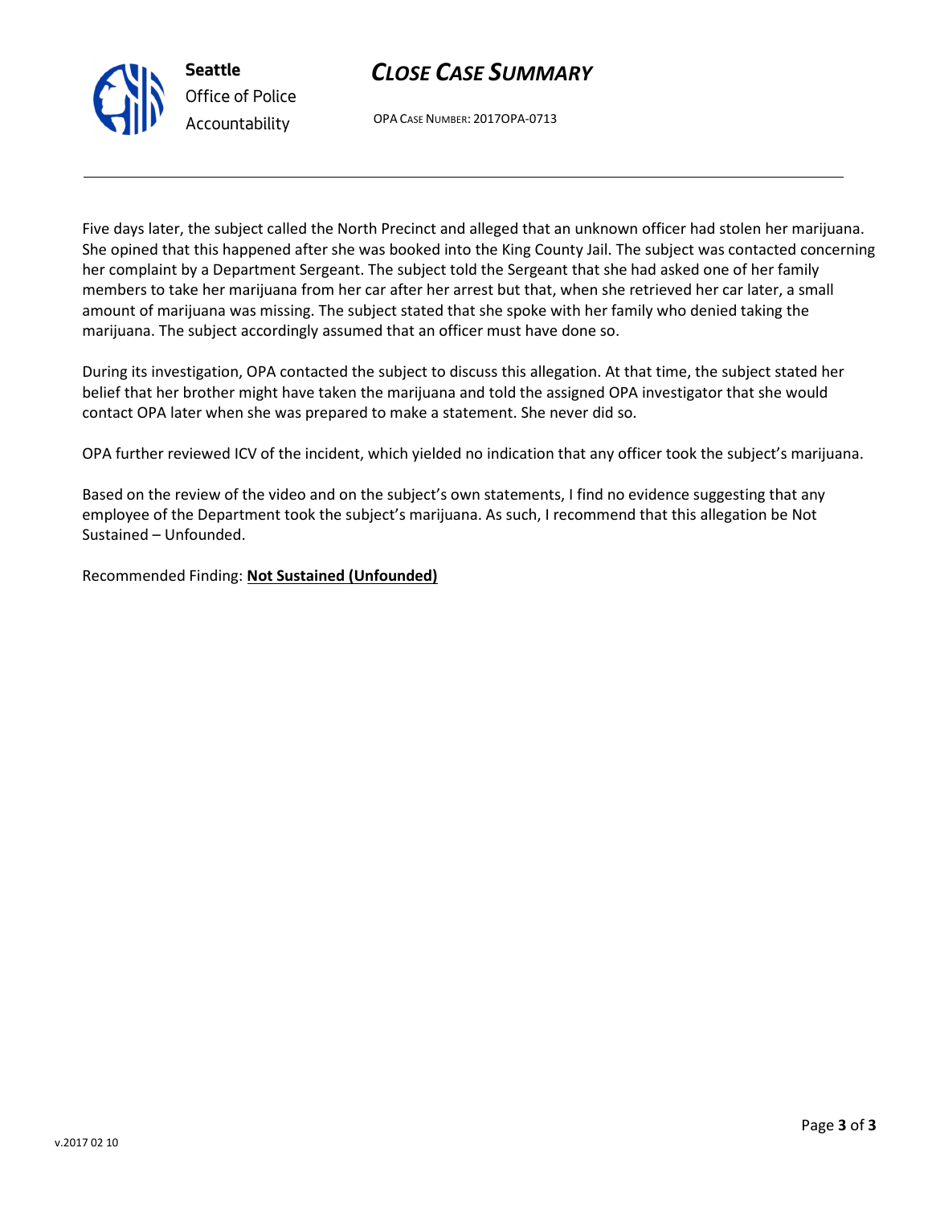Five days later, the subject called the North Precinct and alleged that an unknown officer had stolen her marijuana. She opined that this happened after she was booked into the King County Jail. The subject was contacted concerning her complaint by a Department Sergeant. The subject told the Sergeant that she had asked one of her family members to take her marijuana from her car after her arrest but that, when she retrieved her car later, a small amount of marijuana was missing. The subject stated that she spoke with her family who denied taking the marijuana. The subject accordingly assumed that an officer must have done so.

During its investigation, OPA contacted the subject to discuss this allegation. At that time, the subject stated her belief that her brother might have taken the marijuana and told the assigned OPA investigator that she would contact OPA later when she was prepared to make a statement. She never did so.

OPA further reviewed ICV of the incident, which yielded no indication that any officer took the subject's marijuana.

Based on the review of the video and on the subject's own statements, I find no evidence suggesting that any employee of the Department took the subject's marijuana. As such, I recommend that this allegation be Not Sustained – Unfounded.

Recommended Finding: **Not Sustained (Unfounded)**